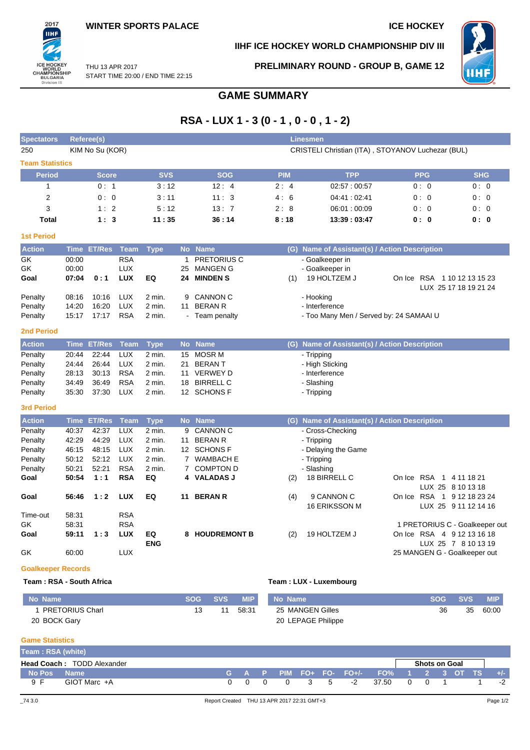**WINTER SPORTS PALACE**

**ICE HOCKEY**

**IIHF ICE HOCKEY WORLD CHAMPIONSHIP DIV III**

THU 13 APR 2017
START TIME 20:00 / END TIME 22:15

**PRELIMINARY ROUND - GROUP B, GAME 12**

# GAME SUMMARY

## RSA - LUX 1 - 3 (0 - 1 , 0 - 0 , 1 - 2)

| Spectators | Referee(s) | Linesmen |
|---|---|---|
| 250 | KIM No Su (KOR) | CRISTELI Christian (ITA) , STOYANOV Luchezar (BUL) |

### Team Statistics

| Period | Score | SVS | SOG | PIM | TPP | PPG | SHG |
|---|---|---|---|---|---|---|---|
| 1 | 0 : 1 | 3 : 12 | 12 : 4 | 2 : 4 | 02:57 : 00:57 | 0 : 0 | 0 : 0 |
| 2 | 0 : 0 | 3 : 11 | 11 : 3 | 4 : 6 | 04:41 : 02:41 | 0 : 0 | 0 : 0 |
| 3 | 1 : 2 | 5 : 12 | 13 : 7 | 2 : 8 | 06:01 : 00:09 | 0 : 0 | 0 : 0 |
| **Total** | **1 : 3** | **11 : 35** | **36 : 14** | **8 : 18** | **13:39 : 03:47** | **0 : 0** | **0 : 0** |

### 1st Period

| Action | Time | ET/Res | Team | Type | No | Name | (G) | Name of Assistant(s) / Action Description | |
|---|---|---|---|---|---|---|---|---|---|
| GK | 00:00 | | RSA | | 1 | PRETORIUS C | | - Goalkeeper in | |
| GK | 00:00 | | LUX | | 25 | MANGEN G | | - Goalkeeper in | |
| **Goal** | **07:04** | **0 : 1** | **LUX** | **EQ** | **24** | **MINDEN S** | (1) | 19 HOLTZEM J | On Ice RSA 1 10 12 13 15 23<br>LUX 25 17 18 19 21 24 |
| Penalty | 08:16 | 10:16 | LUX | 2 min. | 9 | CANNON C | | - Hooking | |
| Penalty | 14:20 | 16:20 | LUX | 2 min. | 11 | BERAN R | | - Interference | |
| Penalty | 15:17 | 17:17 | RSA | 2 min. | - | Team penalty | | - Too Many Men / Served by: 24 SAMAAI U | |

### 2nd Period

| Action | Time | ET/Res | Team | Type | No | Name | (G) | Name of Assistant(s) / Action Description |
|---|---|---|---|---|---|---|---|---|
| Penalty | 20:44 | 22:44 | LUX | 2 min. | 15 | MOSR M | | - Tripping |
| Penalty | 24:44 | 26:44 | LUX | 2 min. | 21 | BERAN T | | - High Sticking |
| Penalty | 28:13 | 30:13 | RSA | 2 min. | 11 | VERWEY D | | - Interference |
| Penalty | 34:49 | 36:49 | RSA | 2 min. | 18 | BIRRELL C | | - Slashing |
| Penalty | 35:30 | 37:30 | LUX | 2 min. | 12 | SCHONS F | | - Tripping |

### 3rd Period

| Action | Time | ET/Res | Team | Type | No | Name | (G) | Name of Assistant(s) / Action Description | |
|---|---|---|---|---|---|---|---|---|---|
| Penalty | 40:37 | 42:37 | LUX | 2 min. | 9 | CANNON C | | - Cross-Checking | |
| Penalty | 42:29 | 44:29 | LUX | 2 min. | 11 | BERAN R | | - Tripping | |
| Penalty | 46:15 | 48:15 | LUX | 2 min. | 12 | SCHONS F | | - Delaying the Game | |
| Penalty | 50:12 | 52:12 | LUX | 2 min. | 7 | WAMBACH E | | - Tripping | |
| Penalty | 50:21 | 52:21 | RSA | 2 min. | 7 | COMPTON D | | - Slashing | |
| **Goal** | **50:54** | **1 : 1** | **RSA** | **EQ** | **4** | **VALADAS J** | (2) | 18 BIRRELL C | On Ice RSA 1 4 11 18 21<br>LUX 25 8 10 13 18 |
| **Goal** | **56:46** | **1 : 2** | **LUX** | **EQ** | **11** | **BERAN R** | (4) | 9 CANNON C<br>16 ERIKSSON M | On Ice RSA 1 9 12 18 23 24<br>LUX 25 9 11 12 14 16 |
| Time-out | 58:31 | | RSA | | | | | | |
| GK | 58:31 | | RSA | | | | | | 1 PRETORIUS C - Goalkeeper out |
| **Goal** | **59:11** | **1 : 3** | **LUX** | **EQ ENG** | **8** | **HOUDREMONT B** | (2) | 19 HOLTZEM J | On Ice RSA 4 9 12 13 16 18<br>LUX 25 7 8 10 13 19 |
| GK | 60:00 | | LUX | | | | | | 25 MANGEN G - Goalkeeper out |

### Goalkeeper Records

**Team : RSA - South Africa**

| No | Name | SOG | SVS | MIP |
|---|---|---|---|---|
| 1 | PRETORIUS Charl | 13 | 11 | 58:31 |
| 20 | BOCK Gary | | | |

**Team : LUX - Luxembourg**

| No | Name | SOG | SVS | MIP |
|---|---|---|---|---|
| 25 | MANGEN Gilles | 36 | 35 | 60:00 |
| 20 | LEPAGE Philippe | | | |

### Game Statistics

**Team : RSA (white)**

**Head Coach :** TODD Alexander

| No | Pos | Name | G | A | P | PIM | FO+ | FO- | FO+/- | FO% | Shots on Goal 1 | 2 | 3 | OT | TS | +/- |
|---|---|---|---|---|---|---|---|---|---|---|---|---|---|---|---|---|
| 9 | F | GIOT Marc +A | 0 | 0 | 0 | 0 | 3 | 5 | -2 | 37.50 | 0 | 0 | 1 | | 1 | -2 |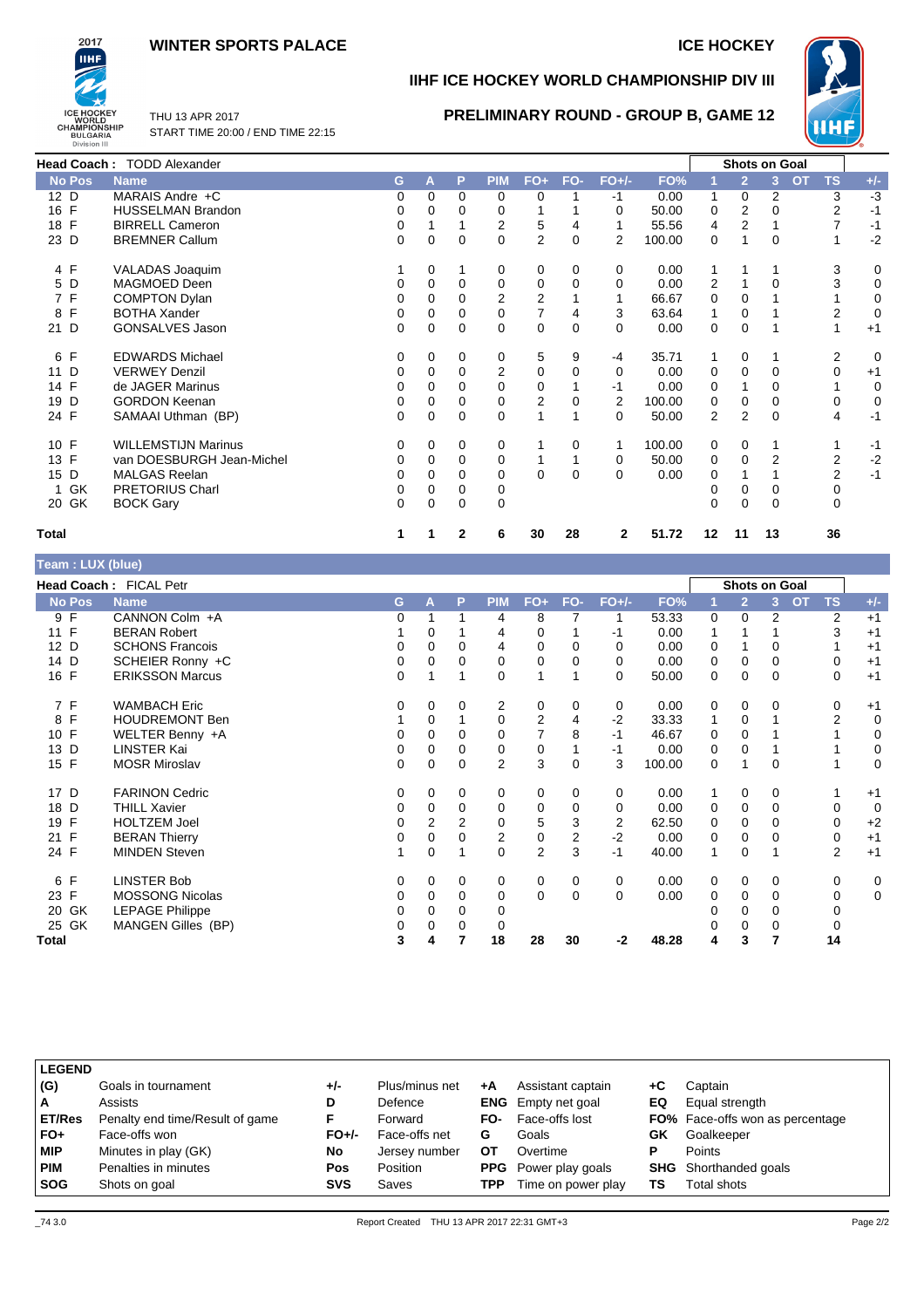# WINTER SPORTS PALACE

# ICE HOCKEY

## IIHF ICE HOCKEY WORLD CHAMPIONSHIP DIV III

THU 13 APR 2017
START TIME 20:00 / END TIME 22:15

## PRELIMINARY ROUND - GROUP B, GAME 12

**Head Coach :** TODD Alexander

| No | Pos | Name | G | A | P | PIM | FO+ | FO- | FO+/- | FO% | 1 | 2 | 3 | OT | TS | +/- |
|---|---|---|---|---|---|---|---|---|---|---|---|---|---|---|---|---|
| 12 | D | MARAIS Andre +C | 0 | 0 | 0 | 0 | 0 | 1 | -1 | 0.00 | 1 | 0 | 2 | | 3 | -3 |
| 16 | F | HUSSELMAN Brandon | 0 | 0 | 0 | 0 | 1 | 1 | 0 | 50.00 | 0 | 2 | 0 | | 2 | -1 |
| 18 | F | BIRRELL Cameron | 0 | 1 | 1 | 2 | 5 | 4 | 1 | 55.56 | 4 | 2 | 1 | | 7 | -1 |
| 23 | D | BREMNER Callum | 0 | 0 | 0 | 0 | 2 | 0 | 2 | 100.00 | 0 | 1 | 0 | | 1 | -2 |
| 4 | F | VALADAS Joaquim | 1 | 0 | 1 | 0 | 0 | 0 | 0 | 0.00 | 1 | 1 | 1 | | 3 | 0 |
| 5 | D | MAGMOED Deen | 0 | 0 | 0 | 0 | 0 | 0 | 0 | 0.00 | 2 | 1 | 0 | | 3 | 0 |
| 7 | F | COMPTON Dylan | 0 | 0 | 0 | 2 | 2 | 1 | 1 | 66.67 | 0 | 0 | 1 | | 1 | 0 |
| 8 | F | BOTHA Xander | 0 | 0 | 0 | 0 | 7 | 4 | 3 | 63.64 | 1 | 0 | 1 | | 2 | 0 |
| 21 | D | GONSALVES Jason | 0 | 0 | 0 | 0 | 0 | 0 | 0 | 0.00 | 0 | 0 | 1 | | 1 | +1 |
| 6 | F | EDWARDS Michael | 0 | 0 | 0 | 0 | 5 | 9 | -4 | 35.71 | 1 | 0 | 1 | | 2 | 0 |
| 11 | D | VERWEY Denzil | 0 | 0 | 0 | 2 | 0 | 0 | 0 | 0.00 | 0 | 0 | 0 | | 0 | +1 |
| 14 | F | de JAGER Marinus | 0 | 0 | 0 | 0 | 0 | 1 | -1 | 0.00 | 0 | 1 | 0 | | 1 | 0 |
| 19 | D | GORDON Keenan | 0 | 0 | 0 | 0 | 2 | 0 | 2 | 100.00 | 0 | 0 | 0 | | 0 | 0 |
| 24 | F | SAMAAI Uthman (BP) | 0 | 0 | 0 | 0 | 1 | 1 | 0 | 50.00 | 2 | 2 | 0 | | 4 | -1 |
| 10 | F | WILLEMSTIJN Marinus | 0 | 0 | 0 | 0 | 1 | 0 | 1 | 100.00 | 0 | 0 | 1 | | 1 | -1 |
| 13 | F | van DOESBURGH Jean-Michel | 0 | 0 | 0 | 0 | 1 | 1 | 0 | 50.00 | 0 | 0 | 2 | | 2 | -2 |
| 15 | D | MALGAS Reelan | 0 | 0 | 0 | 0 | 0 | 0 | 0 | 0.00 | 0 | 1 | 1 | | 2 | -1 |
| 1 | GK | PRETORIUS Charl | 0 | 0 | 0 | 0 | | | | | 0 | 0 | 0 | | 0 | |
| 20 | GK | BOCK Gary | 0 | 0 | 0 | 0 | | | | | 0 | 0 | 0 | | 0 | |
| **Total** | | | **1** | **1** | **2** | **6** | **30** | **28** | **2** | **51.72** | **12** | **11** | **13** | | **36** | |

**Team : LUX (blue)**

**Head Coach :** FICAL Petr

| No | Pos | Name | G | A | P | PIM | FO+ | FO- | FO+/- | FO% | 1 | 2 | 3 | OT | TS | +/- |
|---|---|---|---|---|---|---|---|---|---|---|---|---|---|---|---|---|
| 9 | F | CANNON Colm +A | 0 | 1 | 1 | 4 | 8 | 7 | 1 | 53.33 | 0 | 0 | 2 | | 2 | +1 |
| 11 | F | BERAN Robert | 1 | 0 | 1 | 4 | 0 | 1 | -1 | 0.00 | 1 | 1 | 1 | | 3 | +1 |
| 12 | D | SCHONS Francois | 0 | 0 | 0 | 4 | 0 | 0 | 0 | 0.00 | 0 | 1 | 0 | | 1 | +1 |
| 14 | D | SCHEIER Ronny +C | 0 | 0 | 0 | 0 | 0 | 0 | 0 | 0.00 | 0 | 0 | 0 | | 0 | +1 |
| 16 | F | ERIKSSON Marcus | 0 | 1 | 1 | 0 | 1 | 1 | 0 | 50.00 | 0 | 0 | 0 | | 0 | +1 |
| 7 | F | WAMBACH Eric | 0 | 0 | 0 | 2 | 0 | 0 | 0 | 0.00 | 0 | 0 | 0 | | 0 | +1 |
| 8 | F | HOUDREMONT Ben | 1 | 0 | 1 | 0 | 2 | 4 | -2 | 33.33 | 1 | 0 | 1 | | 2 | 0 |
| 10 | F | WELTER Benny +A | 0 | 0 | 0 | 0 | 7 | 8 | -1 | 46.67 | 0 | 0 | 1 | | 1 | 0 |
| 13 | D | LINSTER Kai | 0 | 0 | 0 | 0 | 0 | 1 | -1 | 0.00 | 0 | 0 | 1 | | 1 | 0 |
| 15 | F | MOSR Miroslav | 0 | 0 | 0 | 2 | 3 | 0 | 3 | 100.00 | 0 | 1 | 0 | | 1 | 0 |
| 17 | D | FARINON Cedric | 0 | 0 | 0 | 0 | 0 | 0 | 0 | 0.00 | 1 | 0 | 0 | | 1 | +1 |
| 18 | D | THILL Xavier | 0 | 0 | 0 | 0 | 0 | 0 | 0 | 0.00 | 0 | 0 | 0 | | 0 | 0 |
| 19 | F | HOLTZEM Joel | 0 | 2 | 2 | 0 | 5 | 3 | 2 | 62.50 | 0 | 0 | 0 | | 0 | +2 |
| 21 | F | BERAN Thierry | 0 | 0 | 0 | 2 | 0 | 2 | -2 | 0.00 | 0 | 0 | 0 | | 0 | +1 |
| 24 | F | MINDEN Steven | 1 | 0 | 1 | 0 | 2 | 3 | -1 | 40.00 | 1 | 0 | 1 | | 2 | +1 |
| 6 | F | LINSTER Bob | 0 | 0 | 0 | 0 | 0 | 0 | 0 | 0.00 | 0 | 0 | 0 | | 0 | 0 |
| 23 | F | MOSSONG Nicolas | 0 | 0 | 0 | 0 | 0 | 0 | 0 | 0.00 | 0 | 0 | 0 | | 0 | 0 |
| 20 | GK | LEPAGE Philippe | 0 | 0 | 0 | 0 | | | | | 0 | 0 | 0 | | 0 | |
| 25 | GK | MANGEN Gilles (BP) | 0 | 0 | 0 | 0 | | | | | 0 | 0 | 0 | | 0 | |
| **Total** | | | **3** | **4** | **7** | **18** | **28** | **30** | **-2** | **48.28** | **4** | **3** | **7** | | **14** | |

**LEGEND**

| | | | | | | | |
|---|---|---|---|---|---|---|---|
| (G) | Goals in tournament | +/- | Plus/minus net | +A | Assistant captain | +C | Captain |
| A | Assists | D | Defence | ENG | Empty net goal | EQ | Equal strength |
| ET/Res | Penalty end time/Result of game | F | Forward | FO- | Face-offs lost | FO% | Face-offs won as percentage |
| FO+ | Face-offs won | FO+/- | Face-offs net | G | Goals | GK | Goalkeeper |
| MIP | Minutes in play (GK) | No | Jersey number | OT | Overtime | P | Points |
| PIM | Penalties in minutes | Pos | Position | PPG | Power play goals | SHG | Shorthanded goals |
| SOG | Shots on goal | SVS | Saves | TPP | Time on power play | TS | Total shots |

_74 3.0 Report Created THU 13 APR 2017 22:31 GMT+3